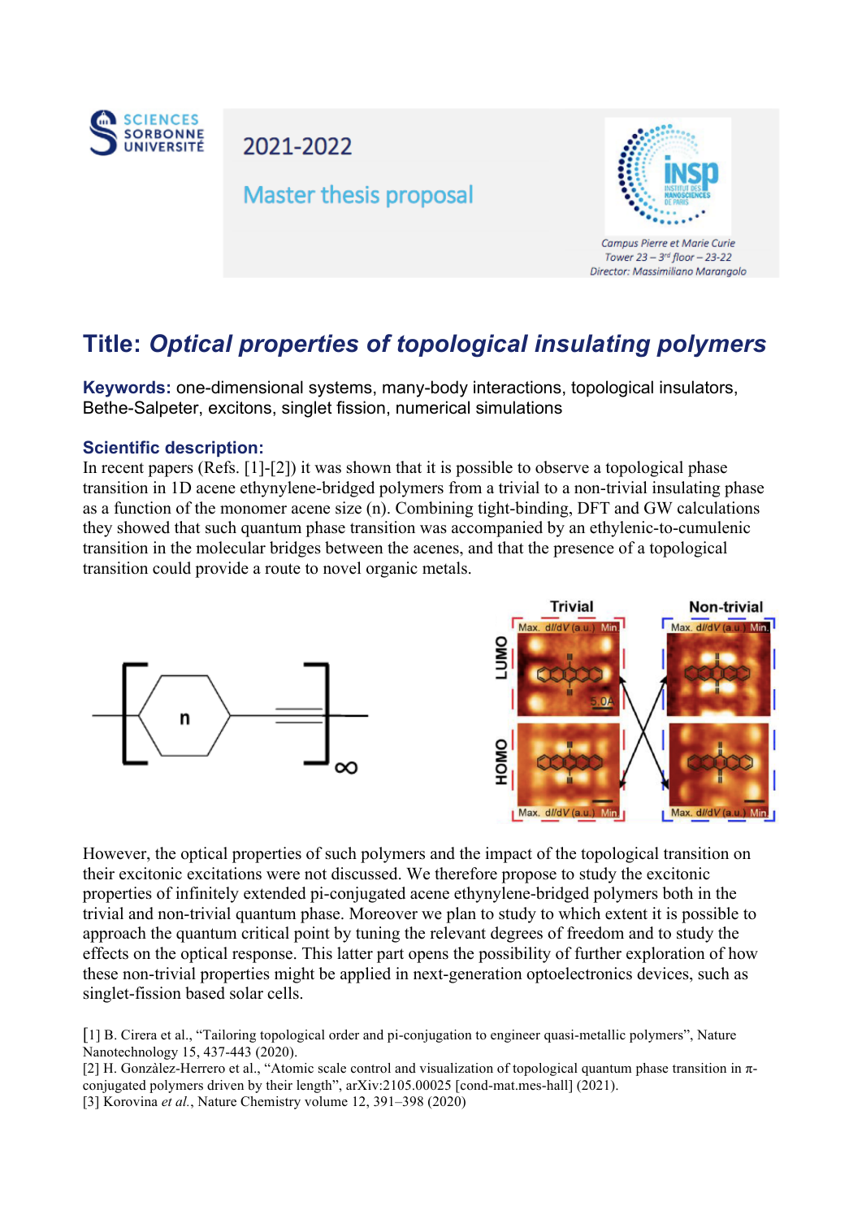SCIENCES SORBONNE UNIVERSITÉ

2021-2022

Master thesis proposal

INSP – Institut des NanoSciences de Paris

Campus Pierre et Marie Curie
Tower 23 – 3rd floor – 23-22
Director: Massimiliano Marangolo

# Title: *Optical properties of topological insulating polymers*

**Keywords:** one-dimensional systems, many-body interactions, topological insulators, Bethe-Salpeter, excitons, singlet fission, numerical simulations

**Scientific description:**

In recent papers (Refs. [1]-[2]) it was shown that it is possible to observe a topological phase transition in 1D acene ethynylene-bridged polymers from a trivial to a non-trivial insulating phase as a function of the monomer acene size (n). Combining tight-binding, DFT and GW calculations they showed that such quantum phase transition was accompanied by an ethylenic-to-cumulenic transition in the molecular bridges between the acenes, and that the presence of a topological transition could provide a route to novel organic metals.

However, the optical properties of such polymers and the impact of the topological transition on their excitonic excitations were not discussed. We therefore propose to study the excitonic properties of infinitely extended pi-conjugated acene ethynylene-bridged polymers both in the trivial and non-trivial quantum phase. Moreover we plan to study to which extent it is possible to approach the quantum critical point by tuning the relevant degrees of freedom and to study the effects on the optical response. This latter part opens the possibility of further exploration of how these non-trivial properties might be applied in next-generation optoelectronics devices, such as singlet-fission based solar cells.

[1] B. Cirera et al., "Tailoring topological order and pi-conjugation to engineer quasi-metallic polymers", Nature Nanotechnology 15, 437-443 (2020).

[2] H. Gonzàlez-Herrero et al., "Atomic scale control and visualization of topological quantum phase transition in π-conjugated polymers driven by their length", arXiv:2105.00025 [cond-mat.mes-hall] (2021).

[3] Korovina *et al.*, Nature Chemistry volume 12, 391–398 (2020)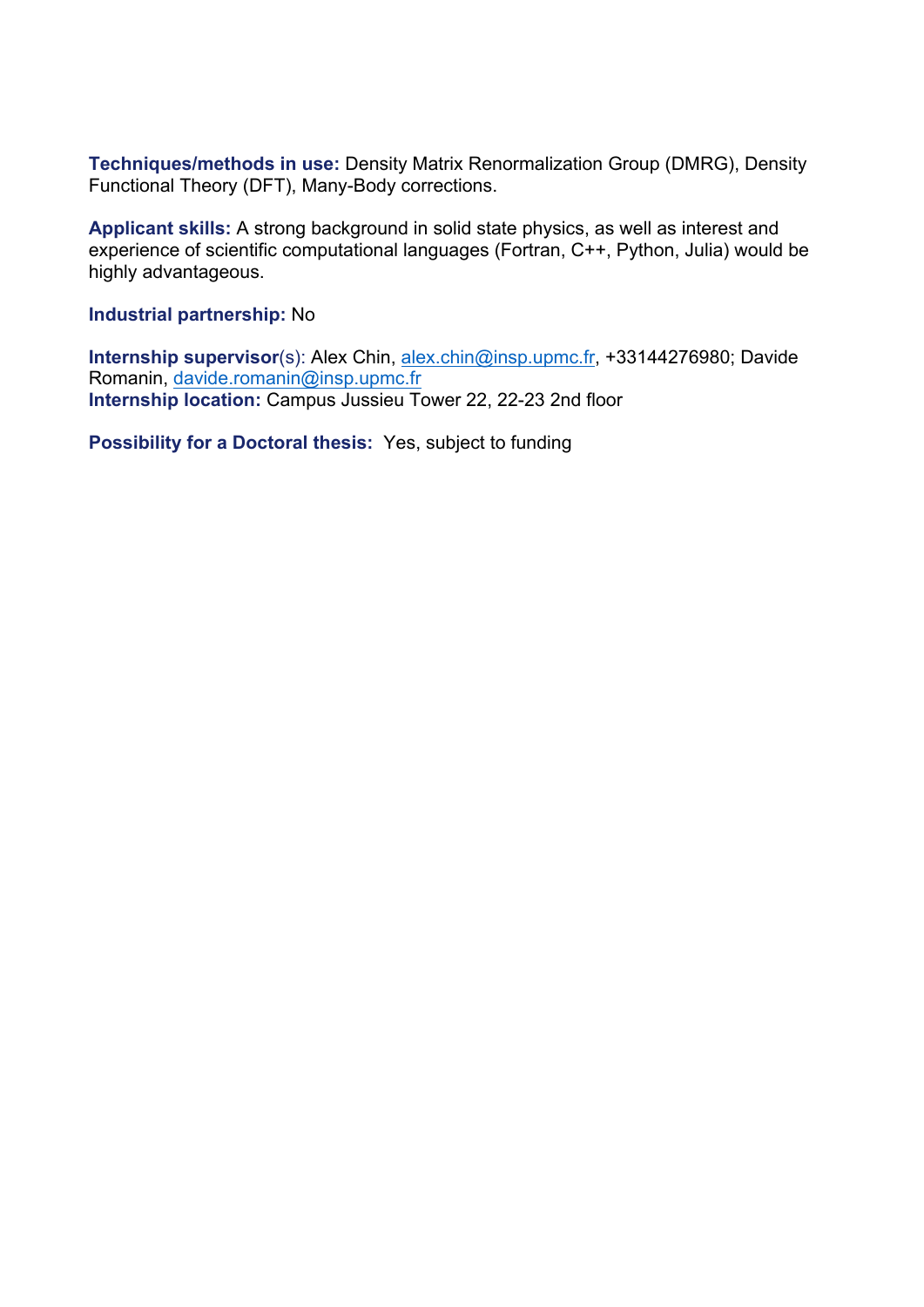**Techniques/methods in use:** Density Matrix Renormalization Group (DMRG), Density Functional Theory (DFT), Many-Body corrections.

**Applicant skills:** A strong background in solid state physics, as well as interest and experience of scientific computational languages (Fortran, C++, Python, Julia) would be highly advantageous.

**Industrial partnership:** No

**Internship supervisor**(s): Alex Chin, alex.chin@insp.upmc.fr, +33144276980; Davide Romanin, davide.romanin@insp.upmc.fr
**Internship location:** Campus Jussieu Tower 22, 22-23 2nd floor

**Possibility for a Doctoral thesis:** Yes, subject to funding